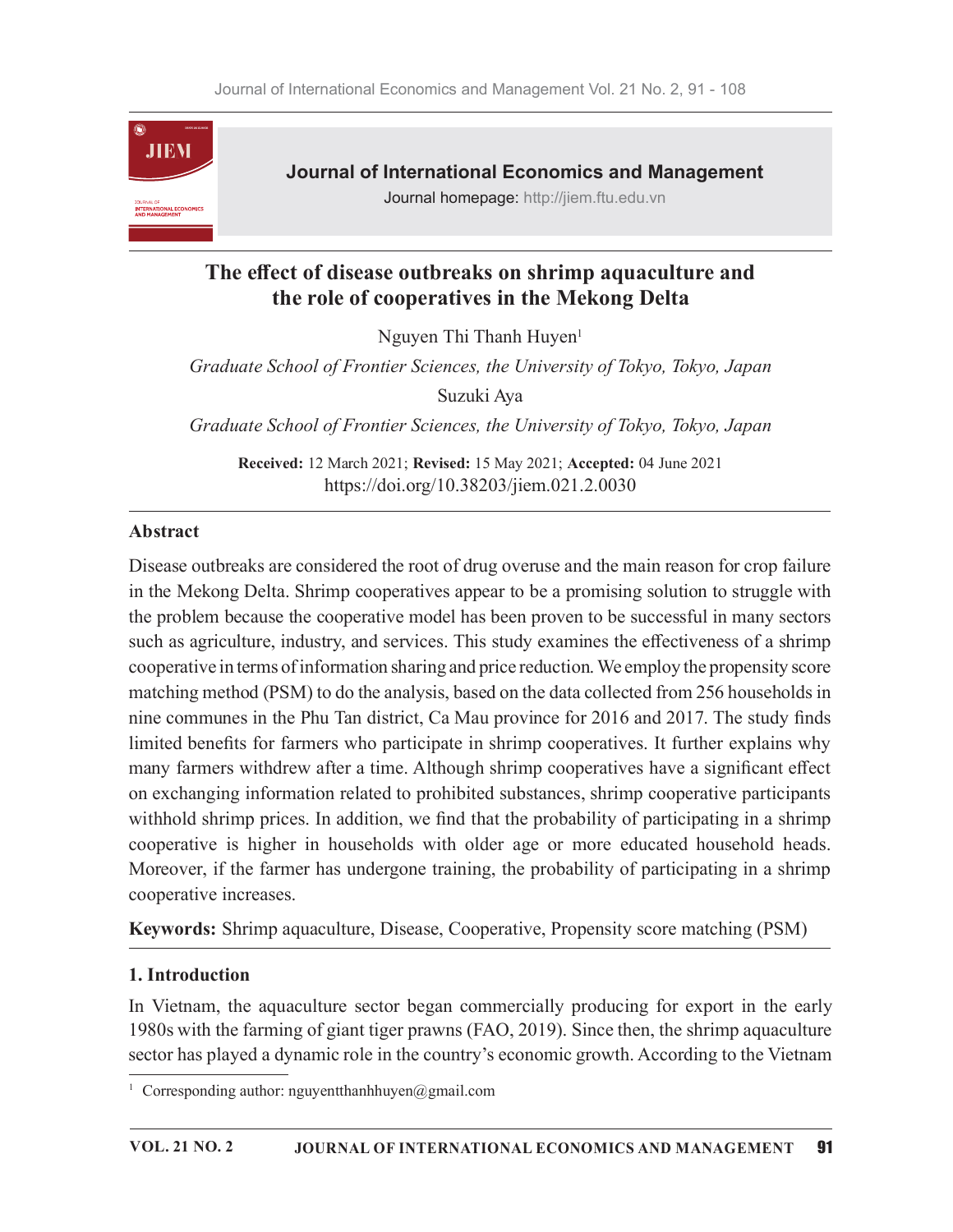Journal of International Economics and Management

Journal homepage: http://jiem.ftu.edu.vn

# The effect of disease outbreaks on shrimp aquaculture and the role of cooperatives in the Mekong Delta

Nguyen Thi Thanh Huyen[1]

*Graduate School of Frontier Sciences, the University of Tokyo, Tokyo, Japan*

Suzuki Aya

*Graduate School of Frontier Sciences, the University of Tokyo, Tokyo, Japan*

**Received:** 12 March 2021; **Revised:** 15 May 2021; **Accepted:** 04 June 2021

https://doi.org/10.38203/jiem.021.2.0030

## Abstract

Disease outbreaks are considered the root of drug overuse and the main reason for crop failure in the Mekong Delta. Shrimp cooperatives appear to be a promising solution to struggle with the problem because the cooperative model has been proven to be successful in many sectors such as agriculture, industry, and services. This study examines the effectiveness of a shrimp cooperative in terms of information sharing and price reduction. We employ the propensity score matching method (PSM) to do the analysis, based on the data collected from 256 households in nine communes in the Phu Tan district, Ca Mau province for 2016 and 2017. The study finds limited benefits for farmers who participate in shrimp cooperatives. It further explains why many farmers withdrew after a time. Although shrimp cooperatives have a significant effect on exchanging information related to prohibited substances, shrimp cooperative participants withhold shrimp prices. In addition, we find that the probability of participating in a shrimp cooperative is higher in households with older age or more educated household heads. Moreover, if the farmer has undergone training, the probability of participating in a shrimp cooperative increases.

**Keywords:** Shrimp aquaculture, Disease, Cooperative, Propensity score matching (PSM)

## 1. Introduction

In Vietnam, the aquaculture sector began commercially producing for export in the early 1980s with the farming of giant tiger prawns (FAO, 2019). Since then, the shrimp aquaculture sector has played a dynamic role in the country's economic growth. According to the Vietnam

[1] Corresponding author: nguyentthanhhuyen@gmail.com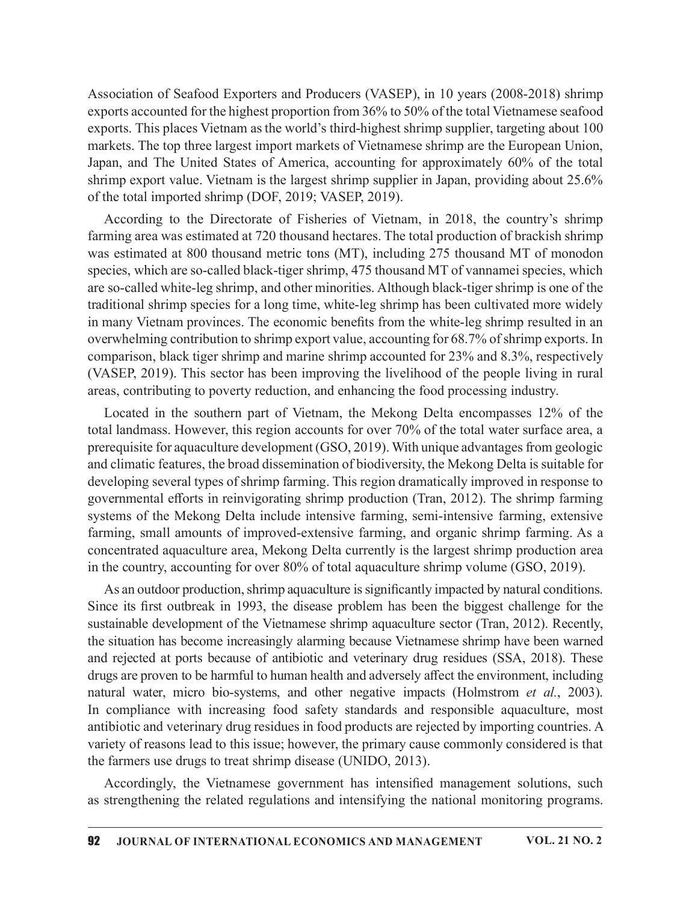Association of Seafood Exporters and Producers (VASEP), in 10 years (2008-2018) shrimp exports accounted for the highest proportion from 36% to 50% of the total Vietnamese seafood exports. This places Vietnam as the world's third-highest shrimp supplier, targeting about 100 markets. The top three largest import markets of Vietnamese shrimp are the European Union, Japan, and The United States of America, accounting for approximately 60% of the total shrimp export value. Vietnam is the largest shrimp supplier in Japan, providing about 25.6% of the total imported shrimp (DOF, 2019; VASEP, 2019).

According to the Directorate of Fisheries of Vietnam, in 2018, the country's shrimp farming area was estimated at 720 thousand hectares. The total production of brackish shrimp was estimated at 800 thousand metric tons (MT), including 275 thousand MT of monodon species, which are so-called black-tiger shrimp, 475 thousand MT of vannamei species, which are so-called white-leg shrimp, and other minorities. Although black-tiger shrimp is one of the traditional shrimp species for a long time, white-leg shrimp has been cultivated more widely in many Vietnam provinces. The economic benefits from the white-leg shrimp resulted in an overwhelming contribution to shrimp export value, accounting for 68.7% of shrimp exports. In comparison, black tiger shrimp and marine shrimp accounted for 23% and 8.3%, respectively (VASEP, 2019). This sector has been improving the livelihood of the people living in rural areas, contributing to poverty reduction, and enhancing the food processing industry.

Located in the southern part of Vietnam, the Mekong Delta encompasses 12% of the total landmass. However, this region accounts for over 70% of the total water surface area, a prerequisite for aquaculture development (GSO, 2019). With unique advantages from geologic and climatic features, the broad dissemination of biodiversity, the Mekong Delta is suitable for developing several types of shrimp farming. This region dramatically improved in response to governmental efforts in reinvigorating shrimp production (Tran, 2012). The shrimp farming systems of the Mekong Delta include intensive farming, semi-intensive farming, extensive farming, small amounts of improved-extensive farming, and organic shrimp farming. As a concentrated aquaculture area, Mekong Delta currently is the largest shrimp production area in the country, accounting for over 80% of total aquaculture shrimp volume (GSO, 2019).

As an outdoor production, shrimp aquaculture is significantly impacted by natural conditions. Since its first outbreak in 1993, the disease problem has been the biggest challenge for the sustainable development of the Vietnamese shrimp aquaculture sector (Tran, 2012). Recently, the situation has become increasingly alarming because Vietnamese shrimp have been warned and rejected at ports because of antibiotic and veterinary drug residues (SSA, 2018). These drugs are proven to be harmful to human health and adversely affect the environment, including natural water, micro bio-systems, and other negative impacts (Holmstrom *et al.*, 2003). In compliance with increasing food safety standards and responsible aquaculture, most antibiotic and veterinary drug residues in food products are rejected by importing countries. A variety of reasons lead to this issue; however, the primary cause commonly considered is that the farmers use drugs to treat shrimp disease (UNIDO, 2013).

Accordingly, the Vietnamese government has intensified management solutions, such as strengthening the related regulations and intensifying the national monitoring programs.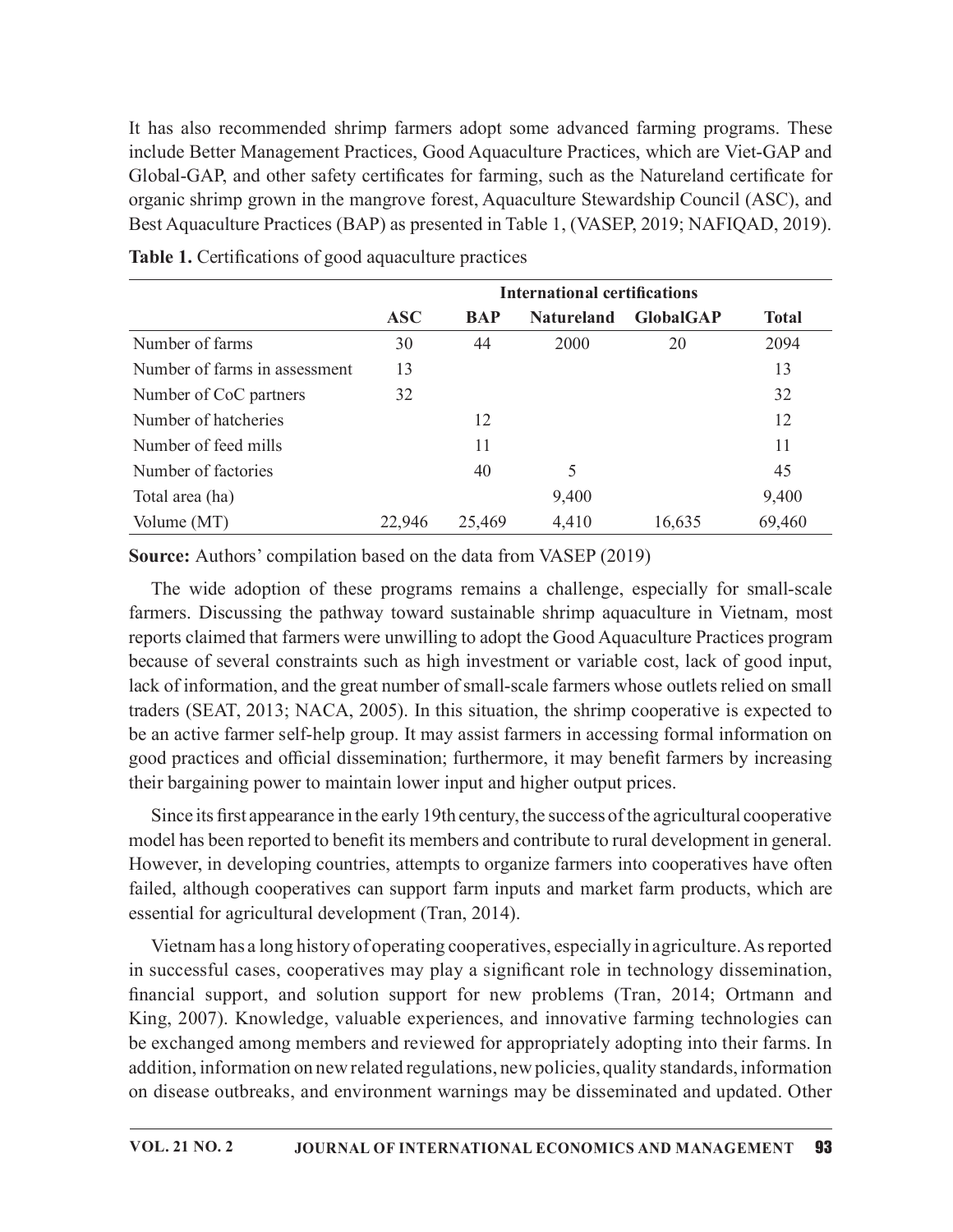It has also recommended shrimp farmers adopt some advanced farming programs. These include Better Management Practices, Good Aquaculture Practices, which are Viet-GAP and Global-GAP, and other safety certificates for farming, such as the Natureland certificate for organic shrimp grown in the mangrove forest, Aquaculture Stewardship Council (ASC), and Best Aquaculture Practices (BAP) as presented in Table 1, (VASEP, 2019; NAFIQAD, 2019).

**Table 1.** Certifications of good aquaculture practices

| | International certifications | | | | |
|---|---|---|---|---|---|
| | **ASC** | **BAP** | **Natureland** | **GlobalGAP** | **Total** |
| Number of farms | 30 | 44 | 2000 | 20 | 2094 |
| Number of farms in assessment | 13 | | | | 13 |
| Number of CoC partners | 32 | | | | 32 |
| Number of hatcheries | | 12 | | | 12 |
| Number of feed mills | | 11 | | | 11 |
| Number of factories | | 40 | 5 | | 45 |
| Total area (ha) | | | 9,400 | | 9,400 |
| Volume (MT) | 22,946 | 25,469 | 4,410 | 16,635 | 69,460 |

**Source:** Authors' compilation based on the data from VASEP (2019)

The wide adoption of these programs remains a challenge, especially for small-scale farmers. Discussing the pathway toward sustainable shrimp aquaculture in Vietnam, most reports claimed that farmers were unwilling to adopt the Good Aquaculture Practices program because of several constraints such as high investment or variable cost, lack of good input, lack of information, and the great number of small-scale farmers whose outlets relied on small traders (SEAT, 2013; NACA, 2005). In this situation, the shrimp cooperative is expected to be an active farmer self-help group. It may assist farmers in accessing formal information on good practices and official dissemination; furthermore, it may benefit farmers by increasing their bargaining power to maintain lower input and higher output prices.

Since its first appearance in the early 19th century, the success of the agricultural cooperative model has been reported to benefit its members and contribute to rural development in general. However, in developing countries, attempts to organize farmers into cooperatives have often failed, although cooperatives can support farm inputs and market farm products, which are essential for agricultural development (Tran, 2014).

Vietnam has a long history of operating cooperatives, especially in agriculture. As reported in successful cases, cooperatives may play a significant role in technology dissemination, financial support, and solution support for new problems (Tran, 2014; Ortmann and King, 2007). Knowledge, valuable experiences, and innovative farming technologies can be exchanged among members and reviewed for appropriately adopting into their farms. In addition, information on new related regulations, new policies, quality standards, information on disease outbreaks, and environment warnings may be disseminated and updated. Other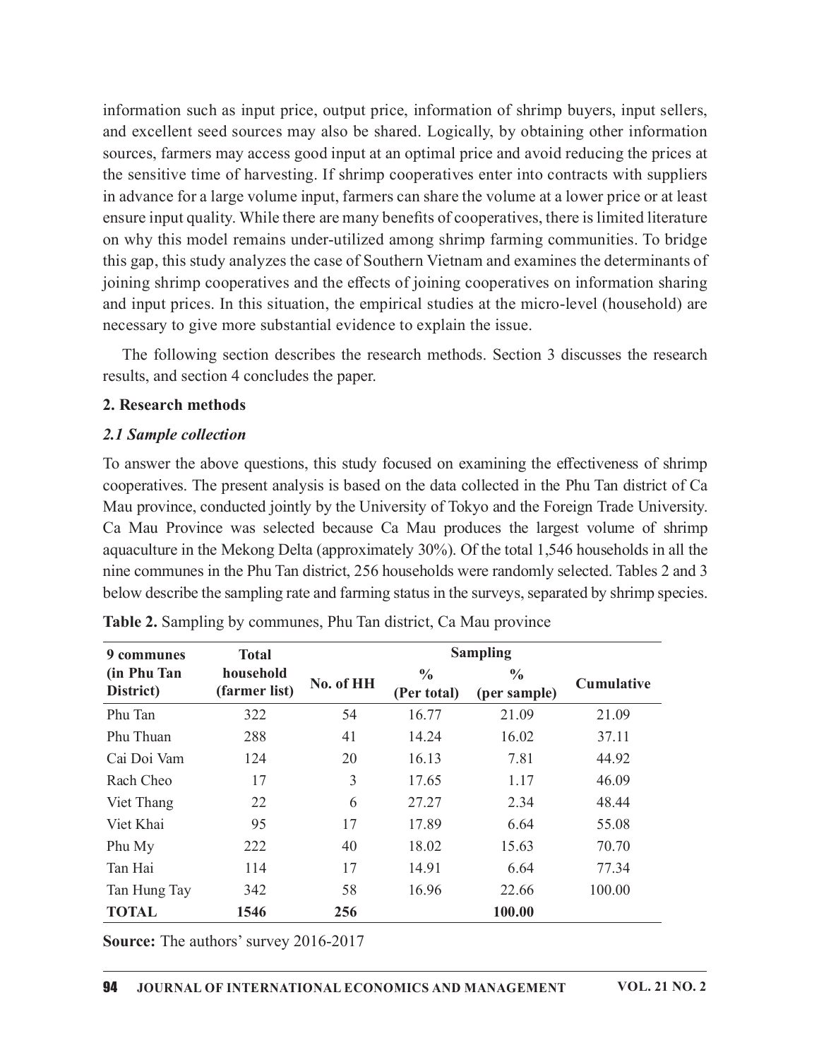information such as input price, output price, information of shrimp buyers, input sellers, and excellent seed sources may also be shared. Logically, by obtaining other information sources, farmers may access good input at an optimal price and avoid reducing the prices at the sensitive time of harvesting. If shrimp cooperatives enter into contracts with suppliers in advance for a large volume input, farmers can share the volume at a lower price or at least ensure input quality. While there are many benefits of cooperatives, there is limited literature on why this model remains under-utilized among shrimp farming communities. To bridge this gap, this study analyzes the case of Southern Vietnam and examines the determinants of joining shrimp cooperatives and the effects of joining cooperatives on information sharing and input prices. In this situation, the empirical studies at the micro-level (household) are necessary to give more substantial evidence to explain the issue.

The following section describes the research methods. Section 3 discusses the research results, and section 4 concludes the paper.

## 2. Research methods

### *2.1 Sample collection*

To answer the above questions, this study focused on examining the effectiveness of shrimp cooperatives. The present analysis is based on the data collected in the Phu Tan district of Ca Mau province, conducted jointly by the University of Tokyo and the Foreign Trade University. Ca Mau Province was selected because Ca Mau produces the largest volume of shrimp aquaculture in the Mekong Delta (approximately 30%). Of the total 1,546 households in all the nine communes in the Phu Tan district, 256 households were randomly selected. Tables 2 and 3 below describe the sampling rate and farming status in the surveys, separated by shrimp species.

**Table 2.** Sampling by communes, Phu Tan district, Ca Mau province

| 9 communes (in Phu Tan District) | Total household (farmer list) | Sampling | | | |
|---|---|---|---|---|---|
| | | No. of HH | % (Per total) | % (per sample) | Cumulative |
| Phu Tan | 322 | 54 | 16.77 | 21.09 | 21.09 |
| Phu Thuan | 288 | 41 | 14.24 | 16.02 | 37.11 |
| Cai Doi Vam | 124 | 20 | 16.13 | 7.81 | 44.92 |
| Rach Cheo | 17 | 3 | 17.65 | 1.17 | 46.09 |
| Viet Thang | 22 | 6 | 27.27 | 2.34 | 48.44 |
| Viet Khai | 95 | 17 | 17.89 | 6.64 | 55.08 |
| Phu My | 222 | 40 | 18.02 | 15.63 | 70.70 |
| Tan Hai | 114 | 17 | 14.91 | 6.64 | 77.34 |
| Tan Hung Tay | 342 | 58 | 16.96 | 22.66 | 100.00 |
| **TOTAL** | **1546** | **256** | | **100.00** | |

**Source:** The authors' survey 2016-2017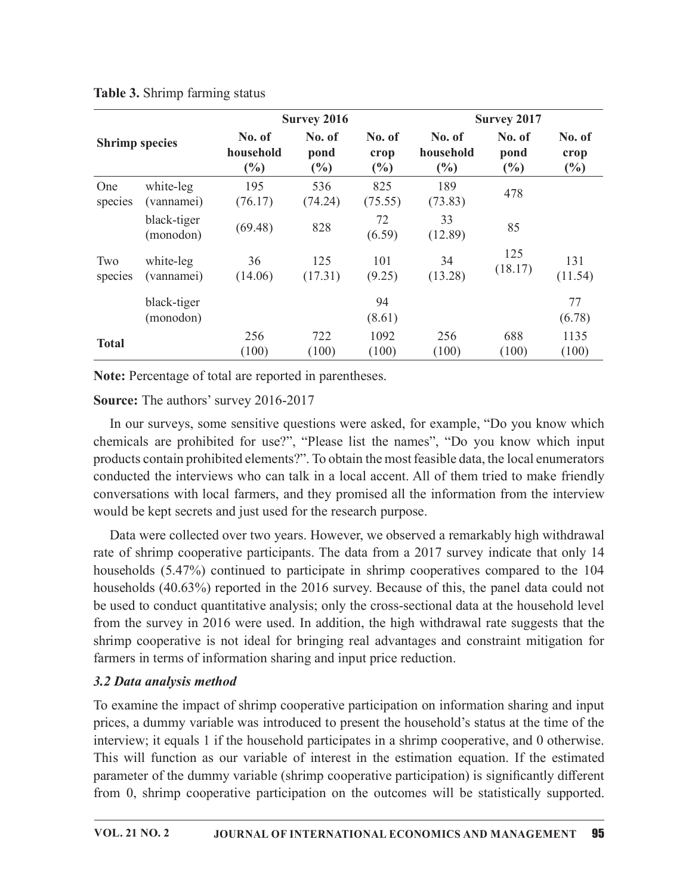**Table 3.** Shrimp farming status

| Shrimp species | | Survey 2016 | | | Survey 2017 | | |
|---|---|---|---|---|---|---|---|
| | | No. of household (%) | No. of pond (%) | No. of crop (%) | No. of household (%) | No. of pond (%) | No. of crop (%) |
| One species | white-leg (vannamei) | 195 (76.17) | 536 (74.24) | 825 (75.55) | 189 (73.83) | 478 | |
| | black-tiger (monodon) | (69.48) | 828 | 72 (6.59) | 33 (12.89) | 85 | |
| Two species | white-leg (vannamei) | 36 (14.06) | 125 (17.31) | 101 (9.25) | 34 (13.28) | 125 (18.17) | 131 (11.54) |
| | black-tiger (monodon) | | | 94 (8.61) | | | 77 (6.78) |
| **Total** | | 256 (100) | 722 (100) | 1092 (100) | 256 (100) | 688 (100) | 1135 (100) |

**Note:** Percentage of total are reported in parentheses.

**Source:** The authors' survey 2016-2017

In our surveys, some sensitive questions were asked, for example, "Do you know which chemicals are prohibited for use?", "Please list the names", "Do you know which input products contain prohibited elements?". To obtain the most feasible data, the local enumerators conducted the interviews who can talk in a local accent. All of them tried to make friendly conversations with local farmers, and they promised all the information from the interview would be kept secrets and just used for the research purpose.

Data were collected over two years. However, we observed a remarkably high withdrawal rate of shrimp cooperative participants. The data from a 2017 survey indicate that only 14 households (5.47%) continued to participate in shrimp cooperatives compared to the 104 households (40.63%) reported in the 2016 survey. Because of this, the panel data could not be used to conduct quantitative analysis; only the cross-sectional data at the household level from the survey in 2016 were used. In addition, the high withdrawal rate suggests that the shrimp cooperative is not ideal for bringing real advantages and constraint mitigation for farmers in terms of information sharing and input price reduction.

### *3.2 Data analysis method*

To examine the impact of shrimp cooperative participation on information sharing and input prices, a dummy variable was introduced to present the household's status at the time of the interview; it equals 1 if the household participates in a shrimp cooperative, and 0 otherwise. This will function as our variable of interest in the estimation equation. If the estimated parameter of the dummy variable (shrimp cooperative participation) is significantly different from 0, shrimp cooperative participation on the outcomes will be statistically supported.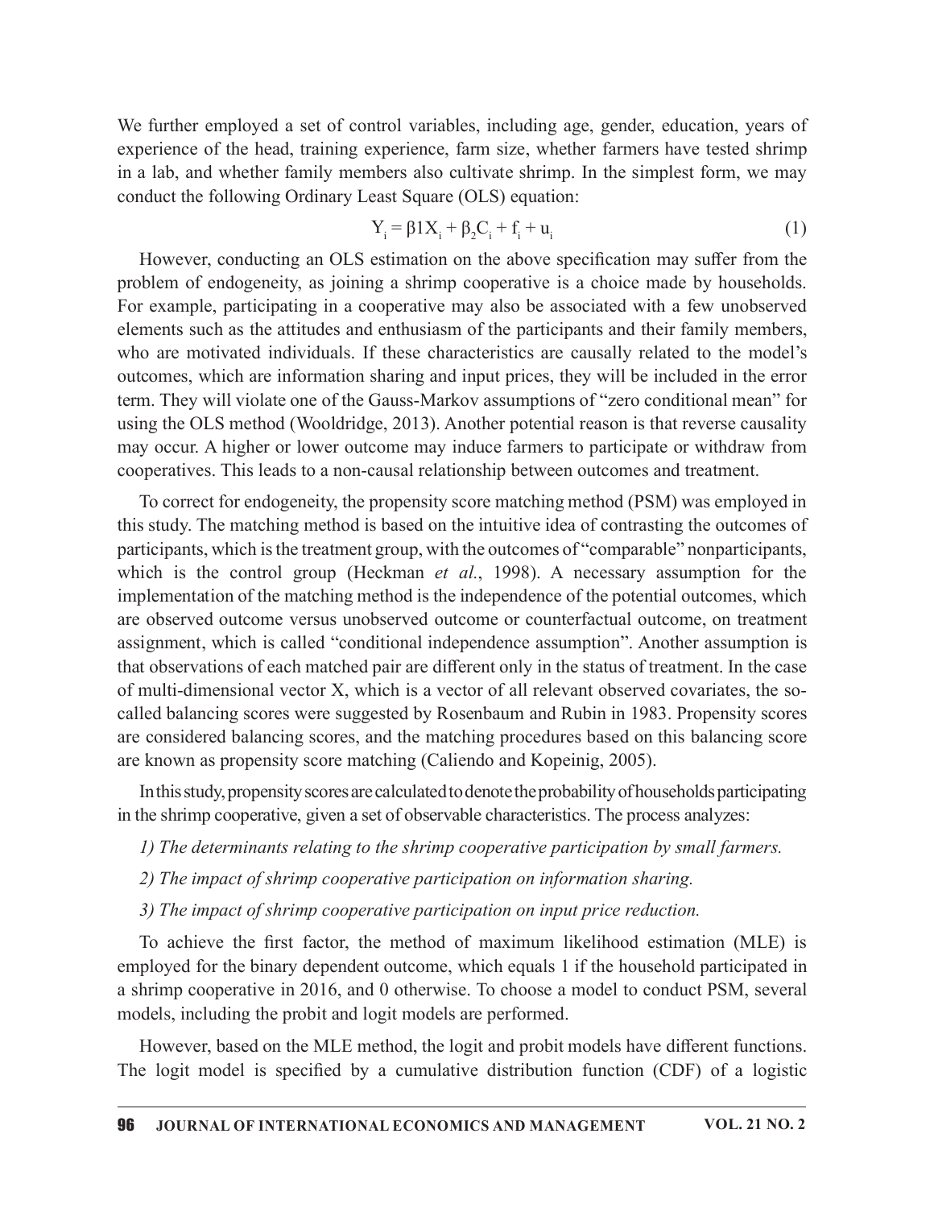We further employed a set of control variables, including age, gender, education, years of experience of the head, training experience, farm size, whether farmers have tested shrimp in a lab, and whether family members also cultivate shrimp. In the simplest form, we may conduct the following Ordinary Least Square (OLS) equation:

$$Y_i = \beta 1 X_i + \beta_2 C_i + f_i + u_i \tag{1}$$

However, conducting an OLS estimation on the above specification may suffer from the problem of endogeneity, as joining a shrimp cooperative is a choice made by households. For example, participating in a cooperative may also be associated with a few unobserved elements such as the attitudes and enthusiasm of the participants and their family members, who are motivated individuals. If these characteristics are causally related to the model's outcomes, which are information sharing and input prices, they will be included in the error term. They will violate one of the Gauss-Markov assumptions of "zero conditional mean" for using the OLS method (Wooldridge, 2013). Another potential reason is that reverse causality may occur. A higher or lower outcome may induce farmers to participate or withdraw from cooperatives. This leads to a non-causal relationship between outcomes and treatment.

To correct for endogeneity, the propensity score matching method (PSM) was employed in this study. The matching method is based on the intuitive idea of contrasting the outcomes of participants, which is the treatment group, with the outcomes of "comparable" nonparticipants, which is the control group (Heckman *et al.*, 1998). A necessary assumption for the implementation of the matching method is the independence of the potential outcomes, which are observed outcome versus unobserved outcome or counterfactual outcome, on treatment assignment, which is called "conditional independence assumption". Another assumption is that observations of each matched pair are different only in the status of treatment. In the case of multi-dimensional vector X, which is a vector of all relevant observed covariates, the so-called balancing scores were suggested by Rosenbaum and Rubin in 1983. Propensity scores are considered balancing scores, and the matching procedures based on this balancing score are known as propensity score matching (Caliendo and Kopeinig, 2005).

In this study, propensity scores are calculated to denote the probability of households participating in the shrimp cooperative, given a set of observable characteristics. The process analyzes:

*1) The determinants relating to the shrimp cooperative participation by small farmers.*

*2) The impact of shrimp cooperative participation on information sharing.*

*3) The impact of shrimp cooperative participation on input price reduction.*

To achieve the first factor, the method of maximum likelihood estimation (MLE) is employed for the binary dependent outcome, which equals 1 if the household participated in a shrimp cooperative in 2016, and 0 otherwise. To choose a model to conduct PSM, several models, including the probit and logit models are performed.

However, based on the MLE method, the logit and probit models have different functions. The logit model is specified by a cumulative distribution function (CDF) of a logistic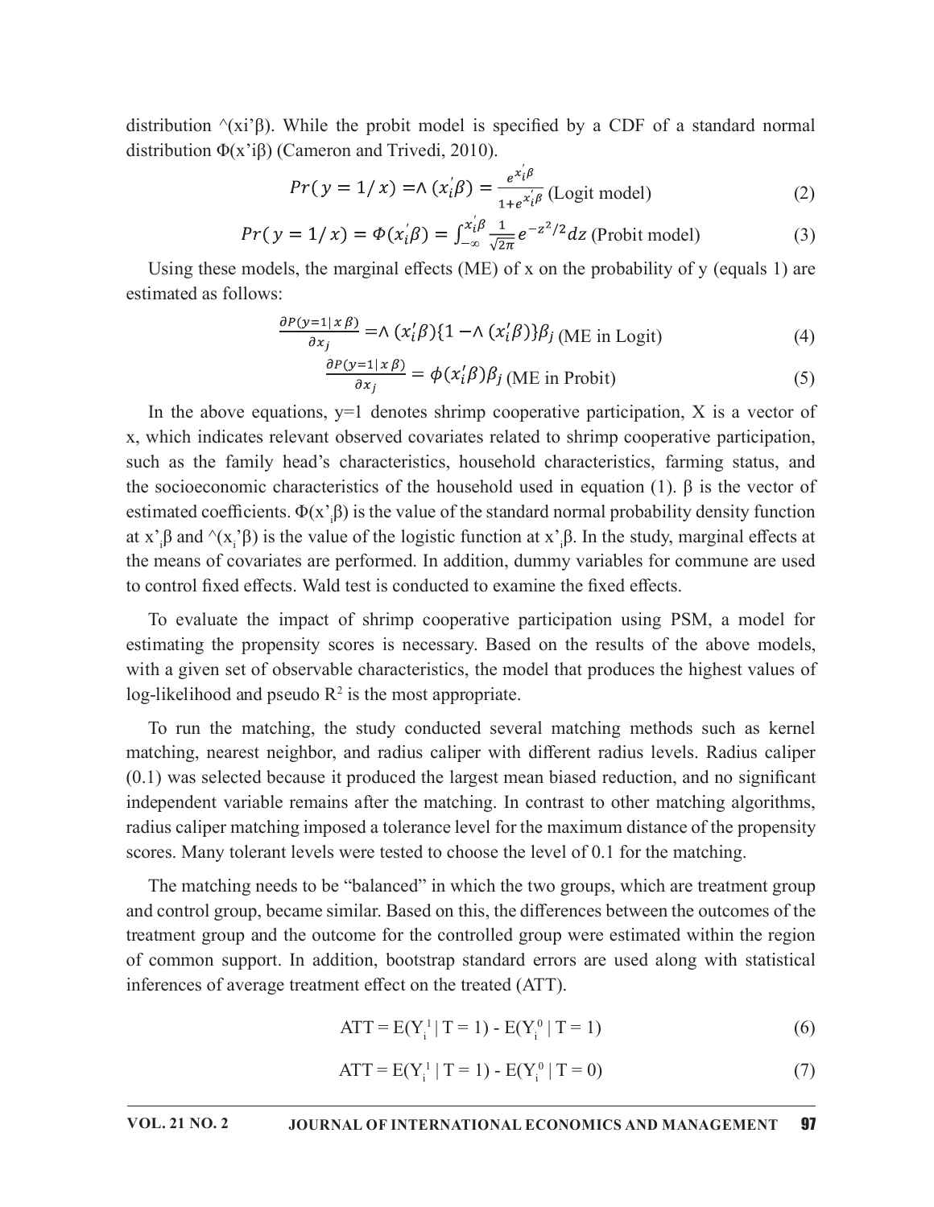distribution $\wedge(x_i'\beta)$. While the probit model is specified by a CDF of a standard normal distribution $\Phi(x'_i\beta)$ (Cameron and Trivedi, 2010).

$$Pr(y = 1/x) = \wedge(x_i'\beta) = \frac{e^{x_i'\beta}}{1+e^{x_i'\beta}} \text{ (Logit model)} \quad (2)$$

$$Pr(y = 1/x) = \Phi(x_i'\beta) = \int_{-\infty}^{x_i'\beta} \frac{1}{\sqrt{2\pi}} e^{-z^2/2} dz \text{ (Probit model)} \quad (3)$$

Using these models, the marginal effects (ME) of x on the probability of y (equals 1) are estimated as follows:

$$\frac{\partial P(y=1|x\beta)}{\partial x_j} = \wedge(x_i'\beta)\{1 - \wedge(x_i'\beta)\}\beta_j \text{ (ME in Logit)} \quad (4)$$

$$\frac{\partial P(y=1|x\beta)}{\partial x_j} = \phi(x_i'\beta)\beta_j \text{ (ME in Probit)} \quad (5)$$

In the above equations, y=1 denotes shrimp cooperative participation, X is a vector of x, which indicates relevant observed covariates related to shrimp cooperative participation, such as the family head's characteristics, household characteristics, farming status, and the socioeconomic characteristics of the household used in equation (1). $\beta$ is the vector of estimated coefficients. $\Phi(x'_i\beta)$ is the value of the standard normal probability density function at $x'_i\beta$ and $\wedge(x_i'\beta)$ is the value of the logistic function at $x'_i\beta$. In the study, marginal effects at the means of covariates are performed. In addition, dummy variables for commune are used to control fixed effects. Wald test is conducted to examine the fixed effects.

To evaluate the impact of shrimp cooperative participation using PSM, a model for estimating the propensity scores is necessary. Based on the results of the above models, with a given set of observable characteristics, the model that produces the highest values of log-likelihood and pseudo $R^2$ is the most appropriate.

To run the matching, the study conducted several matching methods such as kernel matching, nearest neighbor, and radius caliper with different radius levels. Radius caliper (0.1) was selected because it produced the largest mean biased reduction, and no significant independent variable remains after the matching. In contrast to other matching algorithms, radius caliper matching imposed a tolerance level for the maximum distance of the propensity scores. Many tolerant levels were tested to choose the level of 0.1 for the matching.

The matching needs to be "balanced" in which the two groups, which are treatment group and control group, became similar. Based on this, the differences between the outcomes of the treatment group and the outcome for the controlled group were estimated within the region of common support. In addition, bootstrap standard errors are used along with statistical inferences of average treatment effect on the treated (ATT).

$$\text{ATT} = E(Y_i^1 \mid T = 1) - E(Y_i^0 \mid T = 1) \quad (6)$$

$$\text{ATT} = E(Y_i^1 \mid T = 1) - E(Y_i^0 \mid T = 0) \quad (7)$$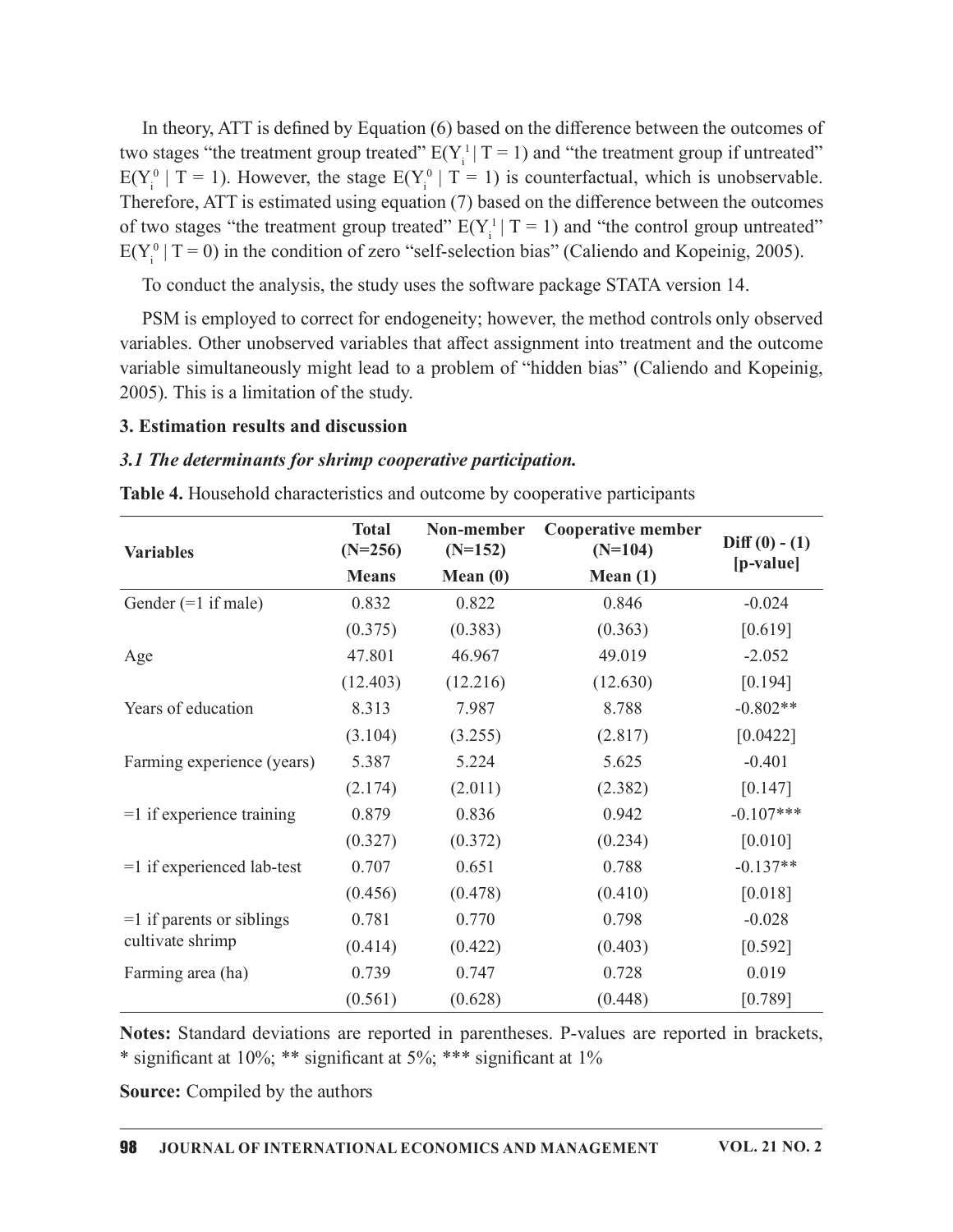In theory, ATT is defined by Equation (6) based on the difference between the outcomes of two stages "the treatment group treated" $E(Y_i^1 \mid T = 1)$ and "the treatment group if untreated" $E(Y_i^0 \mid T = 1)$. However, the stage $E(Y_i^0 \mid T = 1)$ is counterfactual, which is unobservable. Therefore, ATT is estimated using equation (7) based on the difference between the outcomes of two stages "the treatment group treated" $E(Y_i^1 \mid T = 1)$ and "the control group untreated" $E(Y_i^0 \mid T = 0)$ in the condition of zero "self-selection bias" (Caliendo and Kopeinig, 2005).

To conduct the analysis, the study uses the software package STATA version 14.

PSM is employed to correct for endogeneity; however, the method controls only observed variables. Other unobserved variables that affect assignment into treatment and the outcome variable simultaneously might lead to a problem of "hidden bias" (Caliendo and Kopeinig, 2005). This is a limitation of the study.

## 3. Estimation results and discussion

### *3.1 The determinants for shrimp cooperative participation.*

**Table 4.** Household characteristics and outcome by cooperative participants

| Variables | Total (N=256) | Non-member (N=152) | Cooperative member (N=104) | Diff (0) - (1) [p-value] |
|---|---|---|---|---|
| | Means | Mean (0) | Mean (1) | |
| Gender (=1 if male) | 0.832 | 0.822 | 0.846 | -0.024 |
| | (0.375) | (0.383) | (0.363) | [0.619] |
| Age | 47.801 | 46.967 | 49.019 | -2.052 |
| | (12.403) | (12.216) | (12.630) | [0.194] |
| Years of education | 8.313 | 7.987 | 8.788 | -0.802** |
| | (3.104) | (3.255) | (2.817) | [0.0422] |
| Farming experience (years) | 5.387 | 5.224 | 5.625 | -0.401 |
| | (2.174) | (2.011) | (2.382) | [0.147] |
| =1 if experience training | 0.879 | 0.836 | 0.942 | -0.107*** |
| | (0.327) | (0.372) | (0.234) | [0.010] |
| =1 if experienced lab-test | 0.707 | 0.651 | 0.788 | -0.137** |
| | (0.456) | (0.478) | (0.410) | [0.018] |
| =1 if parents or siblings cultivate shrimp | 0.781 | 0.770 | 0.798 | -0.028 |
| | (0.414) | (0.422) | (0.403) | [0.592] |
| Farming area (ha) | 0.739 | 0.747 | 0.728 | 0.019 |
| | (0.561) | (0.628) | (0.448) | [0.789] |

**Notes:** Standard deviations are reported in parentheses. P-values are reported in brackets, * significant at 10%; ** significant at 5%; *** significant at 1%

**Source:** Compiled by the authors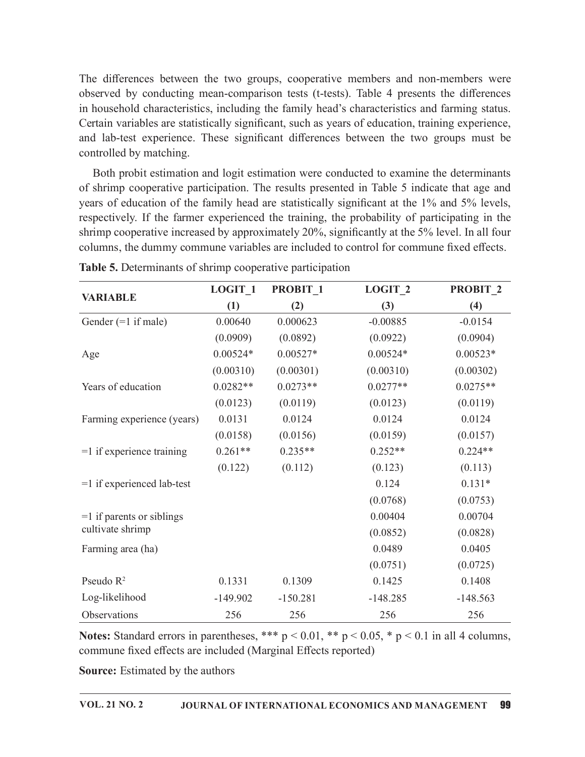The differences between the two groups, cooperative members and non-members were observed by conducting mean-comparison tests (t-tests). Table 4 presents the differences in household characteristics, including the family head's characteristics and farming status. Certain variables are statistically significant, such as years of education, training experience, and lab-test experience. These significant differences between the two groups must be controlled by matching.

Both probit estimation and logit estimation were conducted to examine the determinants of shrimp cooperative participation. The results presented in Table 5 indicate that age and years of education of the family head are statistically significant at the 1% and 5% levels, respectively. If the farmer experienced the training, the probability of participating in the shrimp cooperative increased by approximately 20%, significantly at the 5% level. In all four columns, the dummy commune variables are included to control for commune fixed effects.

**Table 5.** Determinants of shrimp cooperative participation

| VARIABLE | LOGIT_1 | PROBIT_1 | LOGIT_2 | PROBIT_2 |
|---|---|---|---|---|
| | (1) | (2) | (3) | (4) |
| Gender (=1 if male) | 0.00640 | 0.000623 | -0.00885 | -0.0154 |
| | (0.0909) | (0.0892) | (0.0922) | (0.0904) |
| Age | 0.00524* | 0.00527* | 0.00524* | 0.00523* |
| | (0.00310) | (0.00301) | (0.00310) | (0.00302) |
| Years of education | 0.0282** | 0.0273** | 0.0277** | 0.0275** |
| | (0.0123) | (0.0119) | (0.0123) | (0.0119) |
| Farming experience (years) | 0.0131 | 0.0124 | 0.0124 | 0.0124 |
| | (0.0158) | (0.0156) | (0.0159) | (0.0157) |
| =1 if experience training | 0.261** | 0.235** | 0.252** | 0.224** |
| | (0.122) | (0.112) | (0.123) | (0.113) |
| =1 if experienced lab-test | | | 0.124 | 0.131* |
| | | | (0.0768) | (0.0753) |
| =1 if parents or siblings cultivate shrimp | | | 0.00404 | 0.00704 |
| | | | (0.0852) | (0.0828) |
| Farming area (ha) | | | 0.0489 | 0.0405 |
| | | | (0.0751) | (0.0725) |
| Pseudo $R^2$ | 0.1331 | 0.1309 | 0.1425 | 0.1408 |
| Log-likelihood | -149.902 | -150.281 | -148.285 | -148.563 |
| Observations | 256 | 256 | 256 | 256 |

**Notes:** Standard errors in parentheses, *** $p < 0.01$, ** $p < 0.05$, * $p < 0.1$ in all 4 columns, commune fixed effects are included (Marginal Effects reported)

**Source:** Estimated by the authors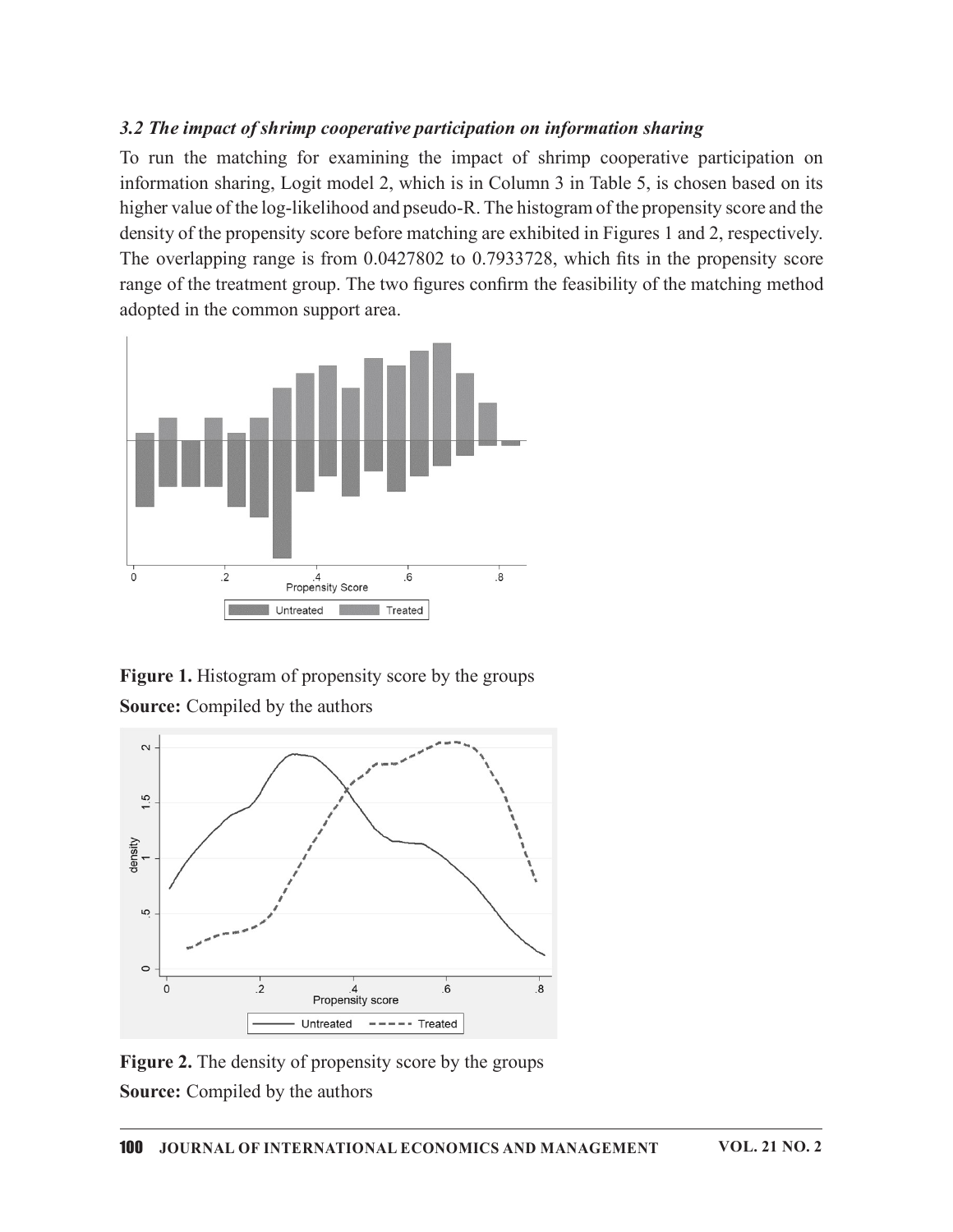### *3.2 The impact of shrimp cooperative participation on information sharing*

To run the matching for examining the impact of shrimp cooperative participation on information sharing, Logit model 2, which is in Column 3 in Table 5, is chosen based on its higher value of the log-likelihood and pseudo-R. The histogram of the propensity score and the density of the propensity score before matching are exhibited in Figures 1 and 2, respectively. The overlapping range is from 0.0427802 to 0.7933728, which fits in the propensity score range of the treatment group. The two figures confirm the feasibility of the matching method adopted in the common support area.

**Figure 1.** Histogram of propensity score by the groups

**Source:** Compiled by the authors

**Figure 2.** The density of propensity score by the groups

**Source:** Compiled by the authors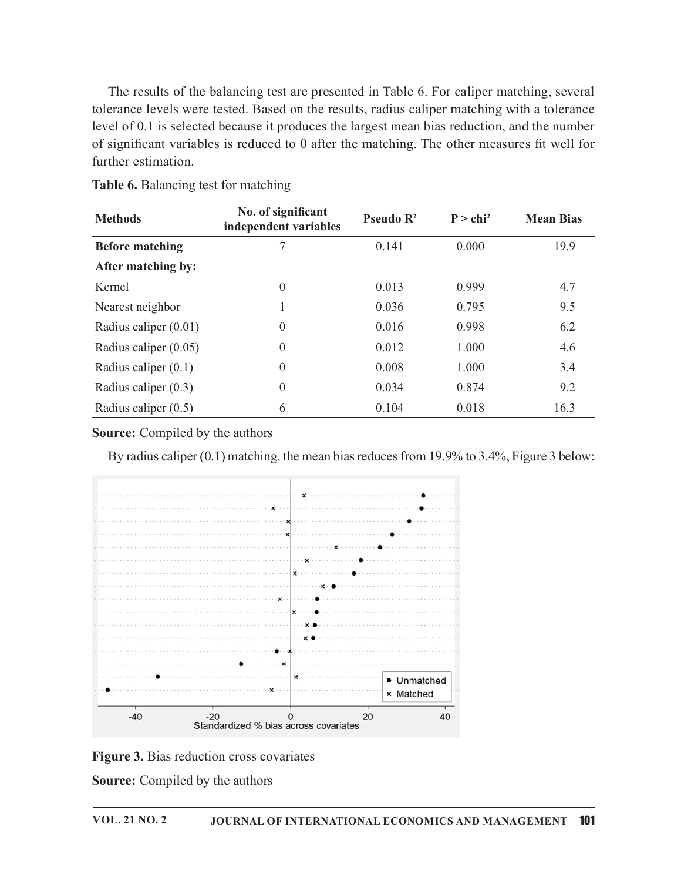The results of the balancing test are presented in Table 6. For caliper matching, several tolerance levels were tested. Based on the results, radius caliper matching with a tolerance level of 0.1 is selected because it produces the largest mean bias reduction, and the number of significant variables is reduced to 0 after the matching. The other measures fit well for further estimation.

**Table 6.** Balancing test for matching

| Methods | No. of significant independent variables | Pseudo $R^2$ | P > $chi^2$ | Mean Bias |
|---|---|---|---|---|
| **Before matching** | 7 | 0.141 | 0.000 | 19.9 |
| **After matching by:** | | | | |
| Kernel | 0 | 0.013 | 0.999 | 4.7 |
| Nearest neighbor | 1 | 0.036 | 0.795 | 9.5 |
| Radius caliper (0.01) | 0 | 0.016 | 0.998 | 6.2 |
| Radius caliper (0.05) | 0 | 0.012 | 1.000 | 4.6 |
| Radius caliper (0.1) | 0 | 0.008 | 1.000 | 3.4 |
| Radius caliper (0.3) | 0 | 0.034 | 0.874 | 9.2 |
| Radius caliper (0.5) | 6 | 0.104 | 0.018 | 16.3 |

**Source:** Compiled by the authors

By radius caliper (0.1) matching, the mean bias reduces from 19.9% to 3.4%, Figure 3 below:

**Figure 3.** Bias reduction cross covariates

**Source:** Compiled by the authors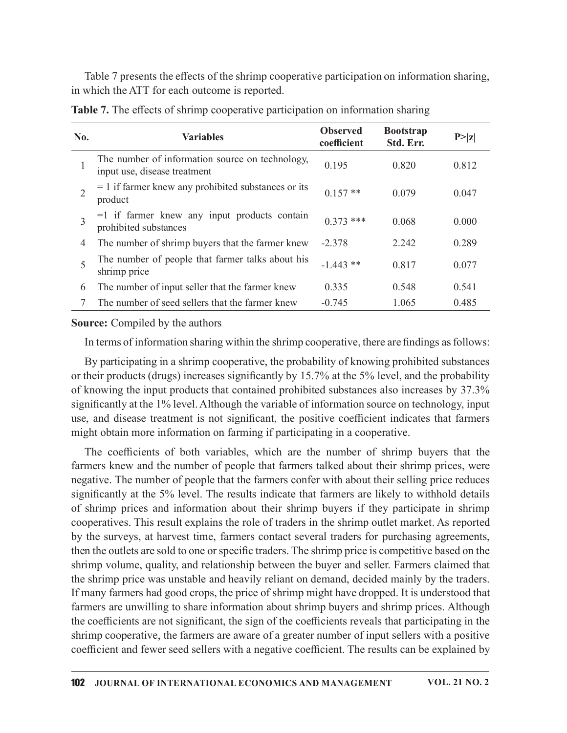Table 7 presents the effects of the shrimp cooperative participation on information sharing, in which the ATT for each outcome is reported.

**Table 7.** The effects of shrimp cooperative participation on information sharing

| No. | Variables | Observed coefficient | Bootstrap Std. Err. | P>\|z\| |
|---|---|---|---|---|
| 1 | The number of information source on technology, input use, disease treatment | 0.195 | 0.820 | 0.812 |
| 2 | = 1 if farmer knew any prohibited substances or its product | 0.157 ** | 0.079 | 0.047 |
| 3 | =1 if farmer knew any input products contain prohibited substances | 0.373 *** | 0.068 | 0.000 |
| 4 | The number of shrimp buyers that the farmer knew | -2.378 | 2.242 | 0.289 |
| 5 | The number of people that farmer talks about his shrimp price | -1.443 ** | 0.817 | 0.077 |
| 6 | The number of input seller that the farmer knew | 0.335 | 0.548 | 0.541 |
| 7 | The number of seed sellers that the farmer knew | -0.745 | 1.065 | 0.485 |

**Source:** Compiled by the authors

In terms of information sharing within the shrimp cooperative, there are findings as follows:

By participating in a shrimp cooperative, the probability of knowing prohibited substances or their products (drugs) increases significantly by 15.7% at the 5% level, and the probability of knowing the input products that contained prohibited substances also increases by 37.3% significantly at the 1% level. Although the variable of information source on technology, input use, and disease treatment is not significant, the positive coefficient indicates that farmers might obtain more information on farming if participating in a cooperative.

The coefficients of both variables, which are the number of shrimp buyers that the farmers knew and the number of people that farmers talked about their shrimp prices, were negative. The number of people that the farmers confer with about their selling price reduces significantly at the 5% level. The results indicate that farmers are likely to withhold details of shrimp prices and information about their shrimp buyers if they participate in shrimp cooperatives. This result explains the role of traders in the shrimp outlet market. As reported by the surveys, at harvest time, farmers contact several traders for purchasing agreements, then the outlets are sold to one or specific traders. The shrimp price is competitive based on the shrimp volume, quality, and relationship between the buyer and seller. Farmers claimed that the shrimp price was unstable and heavily reliant on demand, decided mainly by the traders. If many farmers had good crops, the price of shrimp might have dropped. It is understood that farmers are unwilling to share information about shrimp buyers and shrimp prices. Although the coefficients are not significant, the sign of the coefficients reveals that participating in the shrimp cooperative, the farmers are aware of a greater number of input sellers with a positive coefficient and fewer seed sellers with a negative coefficient. The results can be explained by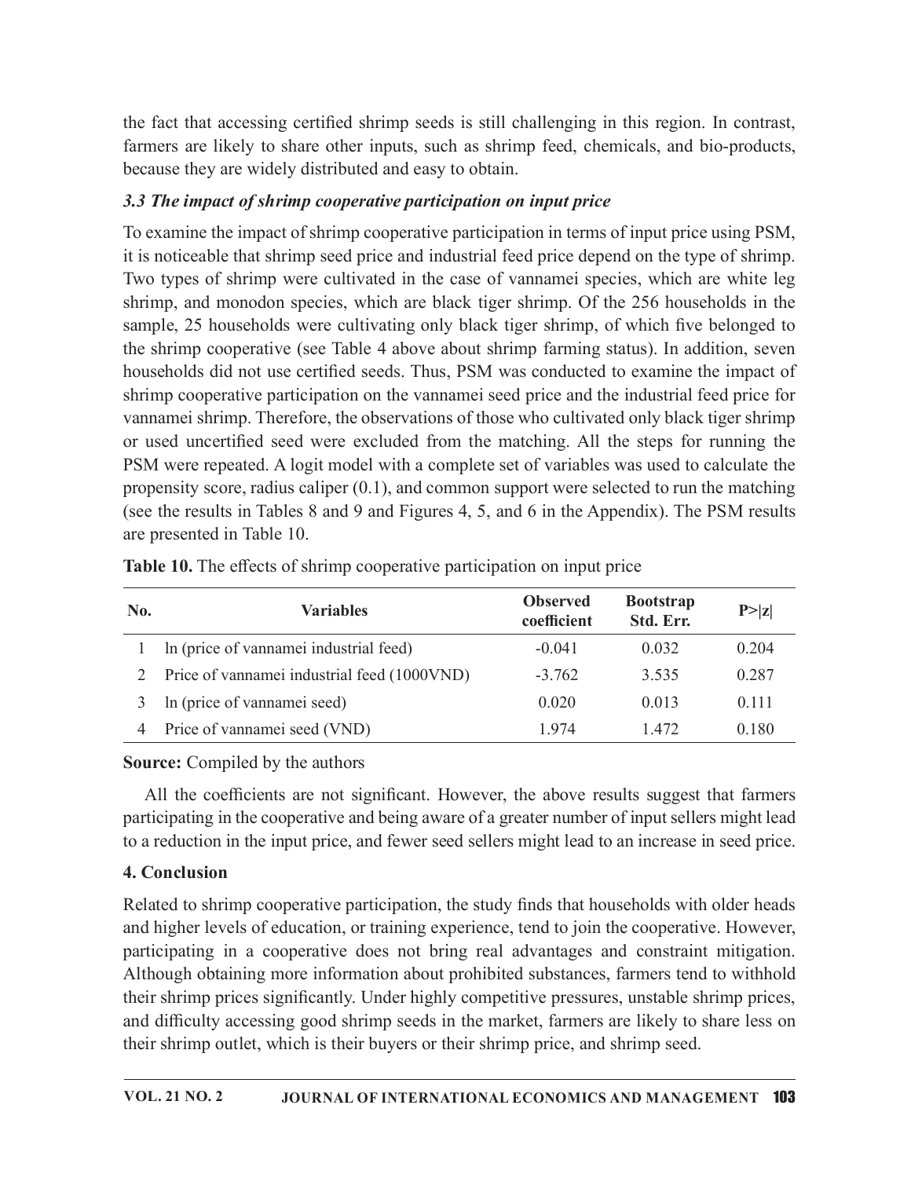the fact that accessing certified shrimp seeds is still challenging in this region. In contrast, farmers are likely to share other inputs, such as shrimp feed, chemicals, and bio-products, because they are widely distributed and easy to obtain.

### *3.3 The impact of shrimp cooperative participation on input price*

To examine the impact of shrimp cooperative participation in terms of input price using PSM, it is noticeable that shrimp seed price and industrial feed price depend on the type of shrimp. Two types of shrimp were cultivated in the case of vannamei species, which are white leg shrimp, and monodon species, which are black tiger shrimp. Of the 256 households in the sample, 25 households were cultivating only black tiger shrimp, of which five belonged to the shrimp cooperative (see Table 4 above about shrimp farming status). In addition, seven households did not use certified seeds. Thus, PSM was conducted to examine the impact of shrimp cooperative participation on the vannamei seed price and the industrial feed price for vannamei shrimp. Therefore, the observations of those who cultivated only black tiger shrimp or used uncertified seed were excluded from the matching. All the steps for running the PSM were repeated. A logit model with a complete set of variables was used to calculate the propensity score, radius caliper (0.1), and common support were selected to run the matching (see the results in Tables 8 and 9 and Figures 4, 5, and 6 in the Appendix). The PSM results are presented in Table 10.

**Table 10.** The effects of shrimp cooperative participation on input price

| No. | Variables | Observed coefficient | Bootstrap Std. Err. | P>\|z\| |
|---|---|---|---|---|
| 1 | ln (price of vannamei industrial feed) | -0.041 | 0.032 | 0.204 |
| 2 | Price of vannamei industrial feed (1000VND) | -3.762 | 3.535 | 0.287 |
| 3 | ln (price of vannamei seed) | 0.020 | 0.013 | 0.111 |
| 4 | Price of vannamei seed (VND) | 1.974 | 1.472 | 0.180 |

**Source:** Compiled by the authors

All the coefficients are not significant. However, the above results suggest that farmers participating in the cooperative and being aware of a greater number of input sellers might lead to a reduction in the input price, and fewer seed sellers might lead to an increase in seed price.

## 4. Conclusion

Related to shrimp cooperative participation, the study finds that households with older heads and higher levels of education, or training experience, tend to join the cooperative. However, participating in a cooperative does not bring real advantages and constraint mitigation. Although obtaining more information about prohibited substances, farmers tend to withhold their shrimp prices significantly. Under highly competitive pressures, unstable shrimp prices, and difficulty accessing good shrimp seeds in the market, farmers are likely to share less on their shrimp outlet, which is their buyers or their shrimp price, and shrimp seed.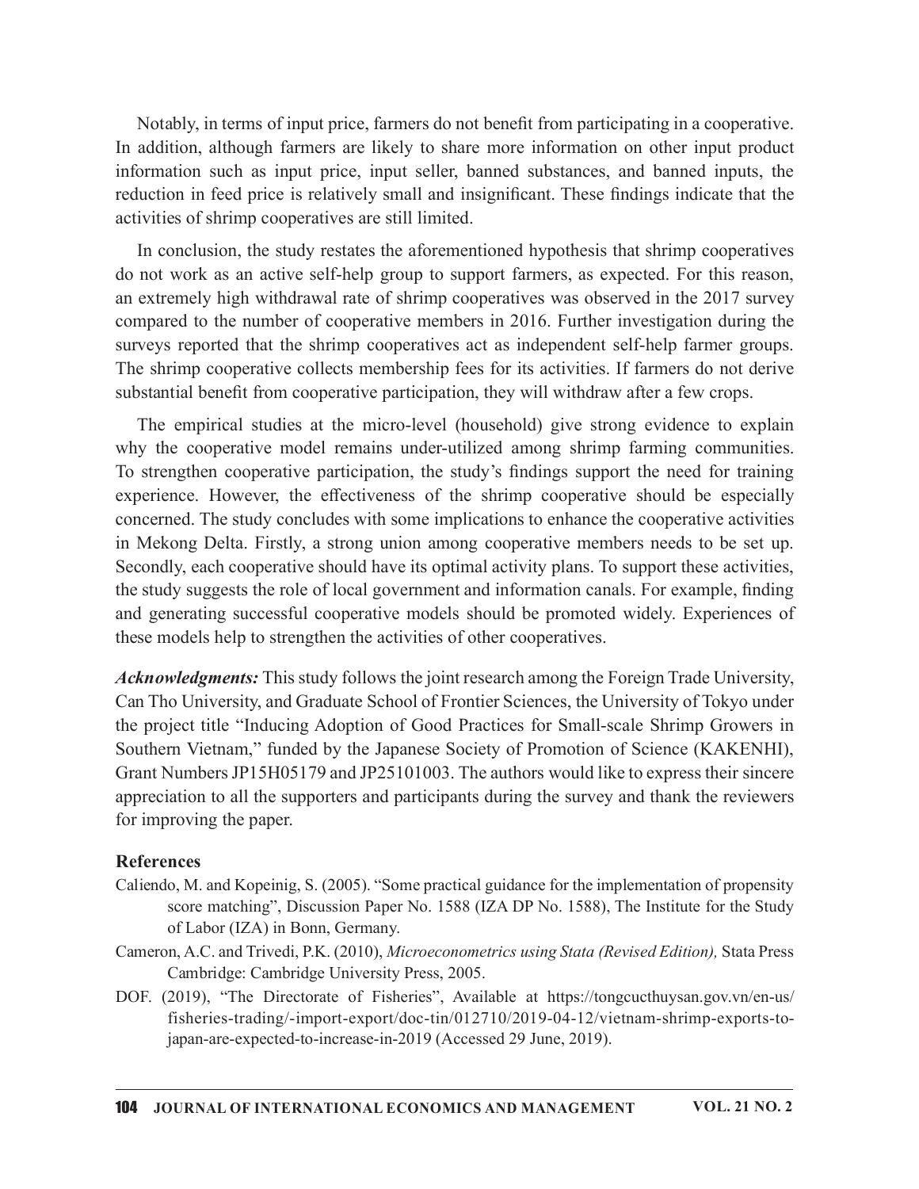Notably, in terms of input price, farmers do not benefit from participating in a cooperative. In addition, although farmers are likely to share more information on other input product information such as input price, input seller, banned substances, and banned inputs, the reduction in feed price is relatively small and insignificant. These findings indicate that the activities of shrimp cooperatives are still limited.

In conclusion, the study restates the aforementioned hypothesis that shrimp cooperatives do not work as an active self-help group to support farmers, as expected. For this reason, an extremely high withdrawal rate of shrimp cooperatives was observed in the 2017 survey compared to the number of cooperative members in 2016. Further investigation during the surveys reported that the shrimp cooperatives act as independent self-help farmer groups. The shrimp cooperative collects membership fees for its activities. If farmers do not derive substantial benefit from cooperative participation, they will withdraw after a few crops.

The empirical studies at the micro-level (household) give strong evidence to explain why the cooperative model remains under-utilized among shrimp farming communities. To strengthen cooperative participation, the study's findings support the need for training experience. However, the effectiveness of the shrimp cooperative should be especially concerned. The study concludes with some implications to enhance the cooperative activities in Mekong Delta. Firstly, a strong union among cooperative members needs to be set up. Secondly, each cooperative should have its optimal activity plans. To support these activities, the study suggests the role of local government and information canals. For example, finding and generating successful cooperative models should be promoted widely. Experiences of these models help to strengthen the activities of other cooperatives.

***Acknowledgments:*** This study follows the joint research among the Foreign Trade University, Can Tho University, and Graduate School of Frontier Sciences, the University of Tokyo under the project title "Inducing Adoption of Good Practices for Small-scale Shrimp Growers in Southern Vietnam," funded by the Japanese Society of Promotion of Science (KAKENHI), Grant Numbers JP15H05179 and JP25101003. The authors would like to express their sincere appreciation to all the supporters and participants during the survey and thank the reviewers for improving the paper.

## References

Caliendo, M. and Kopeinig, S. (2005). "Some practical guidance for the implementation of propensity score matching", Discussion Paper No. 1588 (IZA DP No. 1588), The Institute for the Study of Labor (IZA) in Bonn, Germany.

Cameron, A.C. and Trivedi, P.K. (2010), *Microeconometrics using Stata (Revised Edition),* Stata Press Cambridge: Cambridge University Press, 2005.

DOF. (2019), "The Directorate of Fisheries", Available at https://tongcucthuysan.gov.vn/en-us/fisheries-trading/-import-export/doc-tin/012710/2019-04-12/vietnam-shrimp-exports-to-japan-are-expected-to-increase-in-2019 (Accessed 29 June, 2019).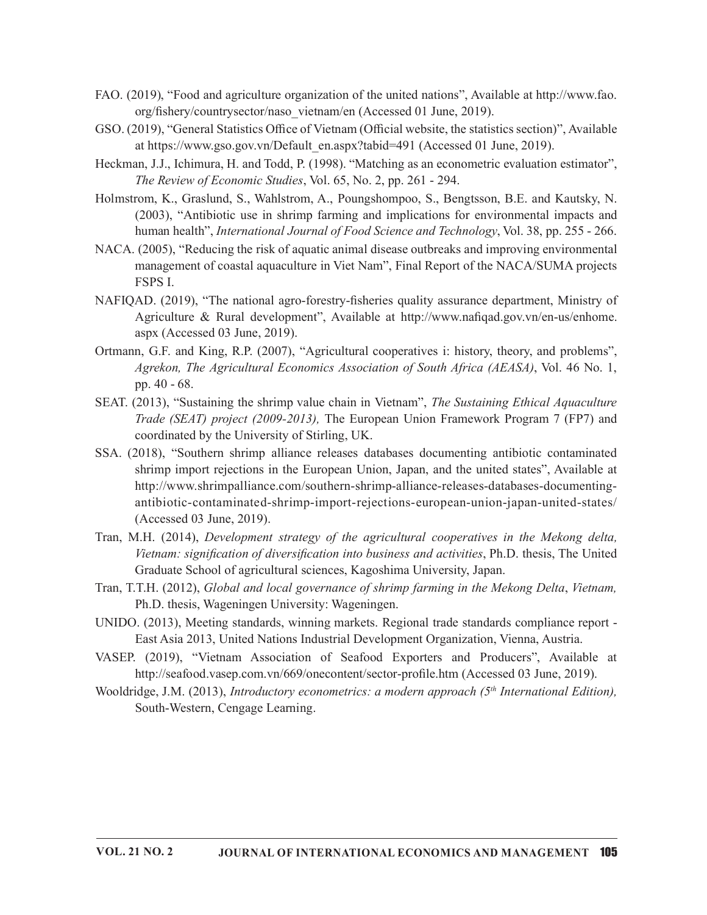FAO. (2019), "Food and agriculture organization of the united nations", Available at http://www.fao.org/fishery/countrysector/naso_vietnam/en (Accessed 01 June, 2019).

GSO. (2019), "General Statistics Office of Vietnam (Official website, the statistics section)", Available at https://www.gso.gov.vn/Default_en.aspx?tabid=491 (Accessed 01 June, 2019).

Heckman, J.J., Ichimura, H. and Todd, P. (1998). "Matching as an econometric evaluation estimator", *The Review of Economic Studies*, Vol. 65, No. 2, pp. 261 - 294.

Holmstrom, K., Graslund, S., Wahlstrom, A., Poungshompoo, S., Bengtsson, B.E. and Kautsky, N. (2003), "Antibiotic use in shrimp farming and implications for environmental impacts and human health", *International Journal of Food Science and Technology*, Vol. 38, pp. 255 - 266.

NACA. (2005), "Reducing the risk of aquatic animal disease outbreaks and improving environmental management of coastal aquaculture in Viet Nam", Final Report of the NACA/SUMA projects FSPS I.

NAFIQAD. (2019), "The national agro-forestry-fisheries quality assurance department, Ministry of Agriculture & Rural development", Available at http://www.nafiqad.gov.vn/en-us/enhome.aspx (Accessed 03 June, 2019).

Ortmann, G.F. and King, R.P. (2007), "Agricultural cooperatives i: history, theory, and problems", *Agrekon, The Agricultural Economics Association of South Africa (AEASA)*, Vol. 46 No. 1, pp. 40 - 68.

SEAT. (2013), "Sustaining the shrimp value chain in Vietnam", *The Sustaining Ethical Aquaculture Trade (SEAT) project (2009-2013),* The European Union Framework Program 7 (FP7) and coordinated by the University of Stirling, UK.

SSA. (2018), "Southern shrimp alliance releases databases documenting antibiotic contaminated shrimp import rejections in the European Union, Japan, and the united states", Available at http://www.shrimpalliance.com/southern-shrimp-alliance-releases-databases-documenting-antibiotic-contaminated-shrimp-import-rejections-european-union-japan-united-states/ (Accessed 03 June, 2019).

Tran, M.H. (2014), *Development strategy of the agricultural cooperatives in the Mekong delta, Vietnam: signification of diversification into business and activities*, Ph.D. thesis, The United Graduate School of agricultural sciences, Kagoshima University, Japan.

Tran, T.T.H. (2012), *Global and local governance of shrimp farming in the Mekong Delta*, *Vietnam,* Ph.D. thesis, Wageningen University: Wageningen.

UNIDO. (2013), Meeting standards, winning markets. Regional trade standards compliance report - East Asia 2013, United Nations Industrial Development Organization, Vienna, Austria.

VASEP. (2019), "Vietnam Association of Seafood Exporters and Producers", Available at http://seafood.vasep.com.vn/669/onecontent/sector-profile.htm (Accessed 03 June, 2019).

Wooldridge, J.M. (2013), *Introductory econometrics: a modern approach (5th International Edition),* South-Western, Cengage Learning.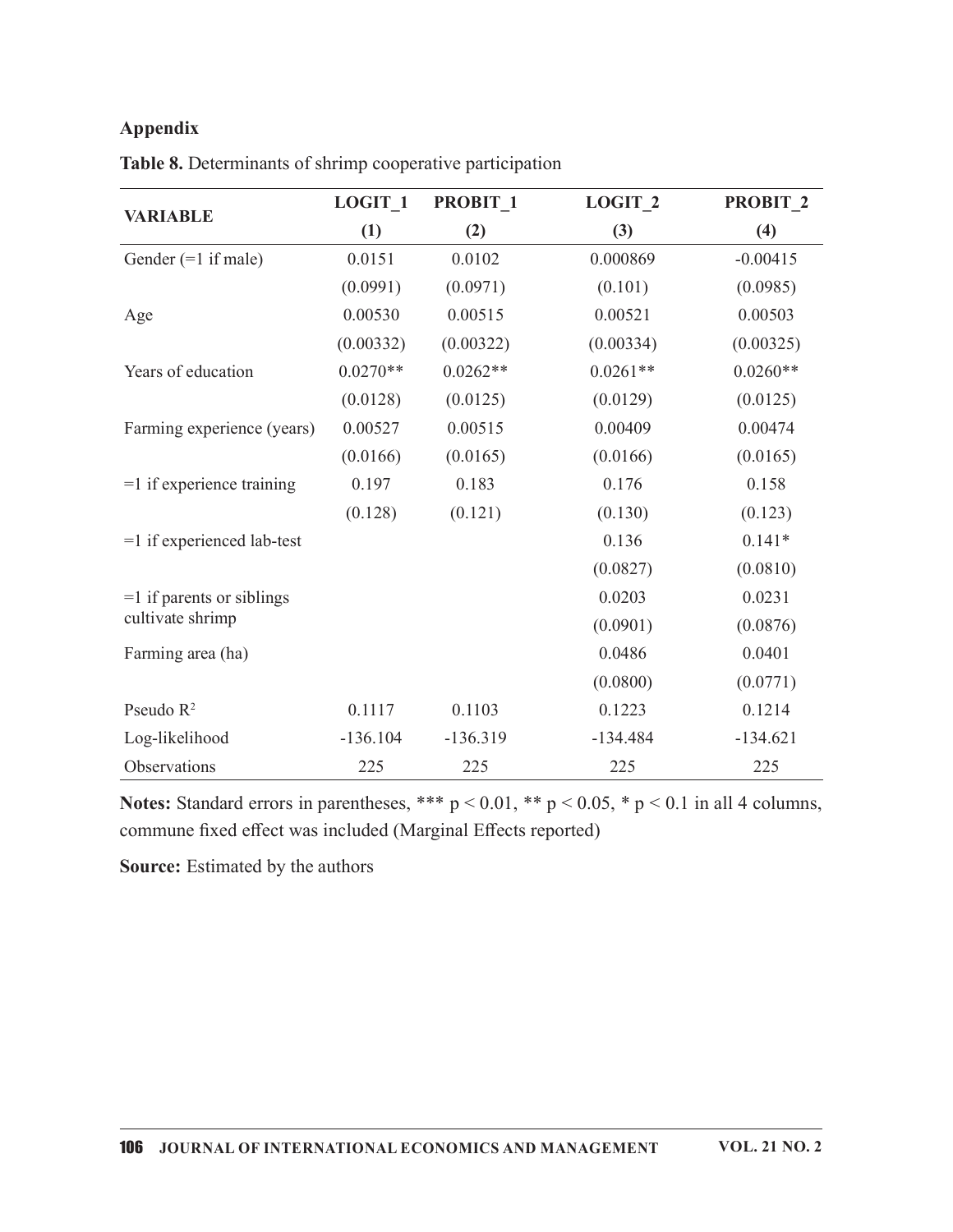## Appendix

**Table 8.** Determinants of shrimp cooperative participation

| VARIABLE | LOGIT_1 | PROBIT_1 | LOGIT_2 | PROBIT_2 |
|---|---|---|---|---|
| | (1) | (2) | (3) | (4) |
| Gender (=1 if male) | 0.0151 | 0.0102 | 0.000869 | -0.00415 |
| | (0.0991) | (0.0971) | (0.101) | (0.0985) |
| Age | 0.00530 | 0.00515 | 0.00521 | 0.00503 |
| | (0.00332) | (0.00322) | (0.00334) | (0.00325) |
| Years of education | 0.0270** | 0.0262** | 0.0261** | 0.0260** |
| | (0.0128) | (0.0125) | (0.0129) | (0.0125) |
| Farming experience (years) | 0.00527 | 0.00515 | 0.00409 | 0.00474 |
| | (0.0166) | (0.0165) | (0.0166) | (0.0165) |
| =1 if experience training | 0.197 | 0.183 | 0.176 | 0.158 |
| | (0.128) | (0.121) | (0.130) | (0.123) |
| =1 if experienced lab-test | | | 0.136 | 0.141* |
| | | | (0.0827) | (0.0810) |
| =1 if parents or siblings cultivate shrimp | | | 0.0203 | 0.0231 |
| | | | (0.0901) | (0.0876) |
| Farming area (ha) | | | 0.0486 | 0.0401 |
| | | | (0.0800) | (0.0771) |
| Pseudo $R^2$ | 0.1117 | 0.1103 | 0.1223 | 0.1214 |
| Log-likelihood | -136.104 | -136.319 | -134.484 | -134.621 |
| Observations | 225 | 225 | 225 | 225 |

**Notes:** Standard errors in parentheses, *** $p < 0.01$, ** $p < 0.05$, * $p < 0.1$ in all 4 columns, commune fixed effect was included (Marginal Effects reported)

**Source:** Estimated by the authors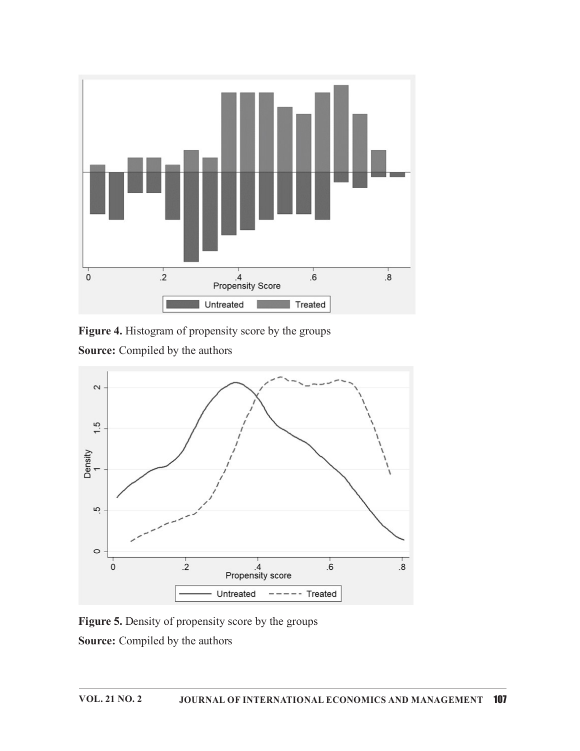Figure 4. Histogram of propensity score by the groups

**Source:** Compiled by the authors

**Figure 5.** Density of propensity score by the groups

**Source:** Compiled by the authors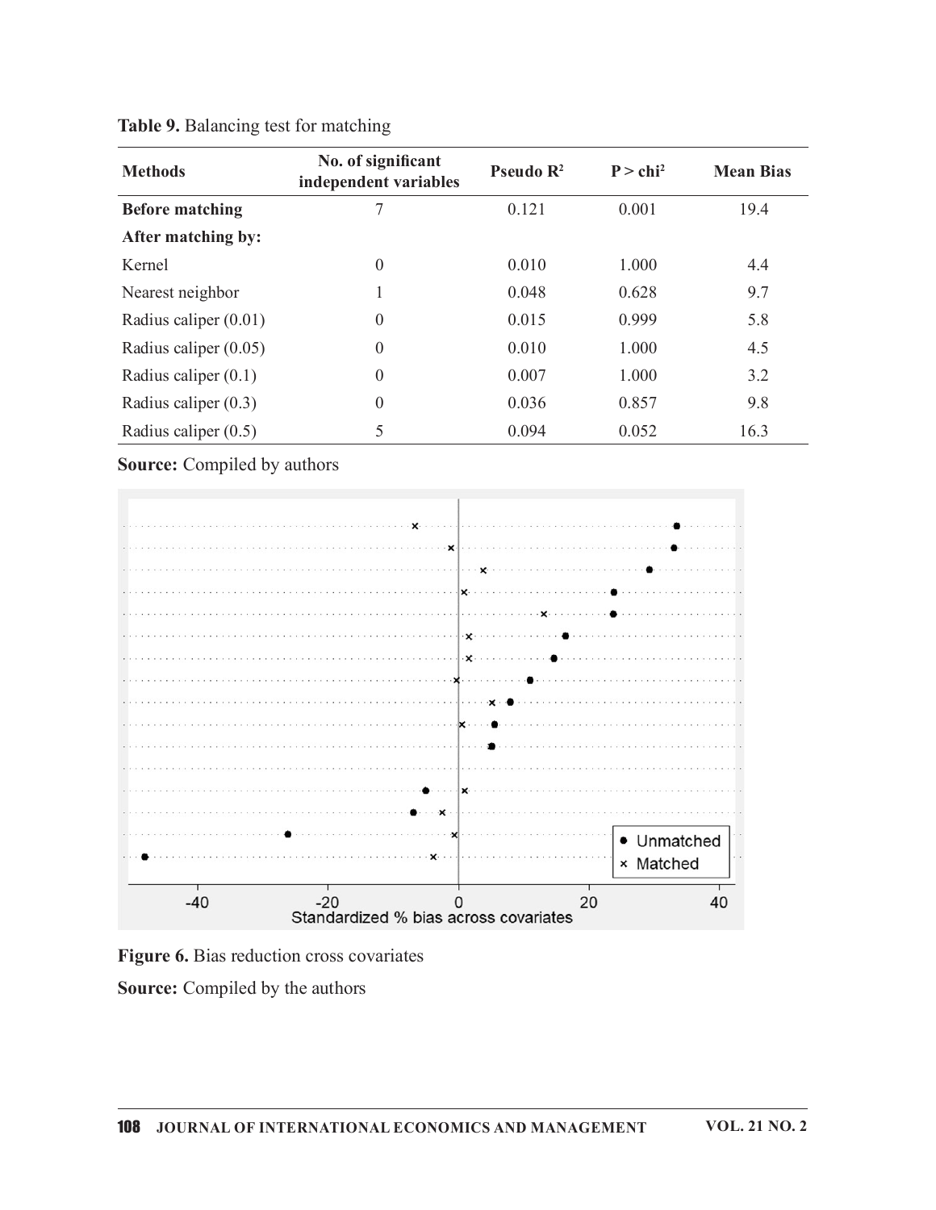**Table 9.** Balancing test for matching

| Methods | No. of significant independent variables | Pseudo $R^2$ | P > $chi^2$ | Mean Bias |
|---|---|---|---|---|
| **Before matching** | 7 | 0.121 | 0.001 | 19.4 |
| **After matching by:** | | | | |
| Kernel | 0 | 0.010 | 1.000 | 4.4 |
| Nearest neighbor | 1 | 0.048 | 0.628 | 9.7 |
| Radius caliper (0.01) | 0 | 0.015 | 0.999 | 5.8 |
| Radius caliper (0.05) | 0 | 0.010 | 1.000 | 4.5 |
| Radius caliper (0.1) | 0 | 0.007 | 1.000 | 3.2 |
| Radius caliper (0.3) | 0 | 0.036 | 0.857 | 9.8 |
| Radius caliper (0.5) | 5 | 0.094 | 0.052 | 16.3 |

**Source:** Compiled by authors

Unmatched
Matched
-40
-20
0
20
40
Standardized % bias across covariates

**Figure 6.** Bias reduction cross covariates

**Source:** Compiled by the authors